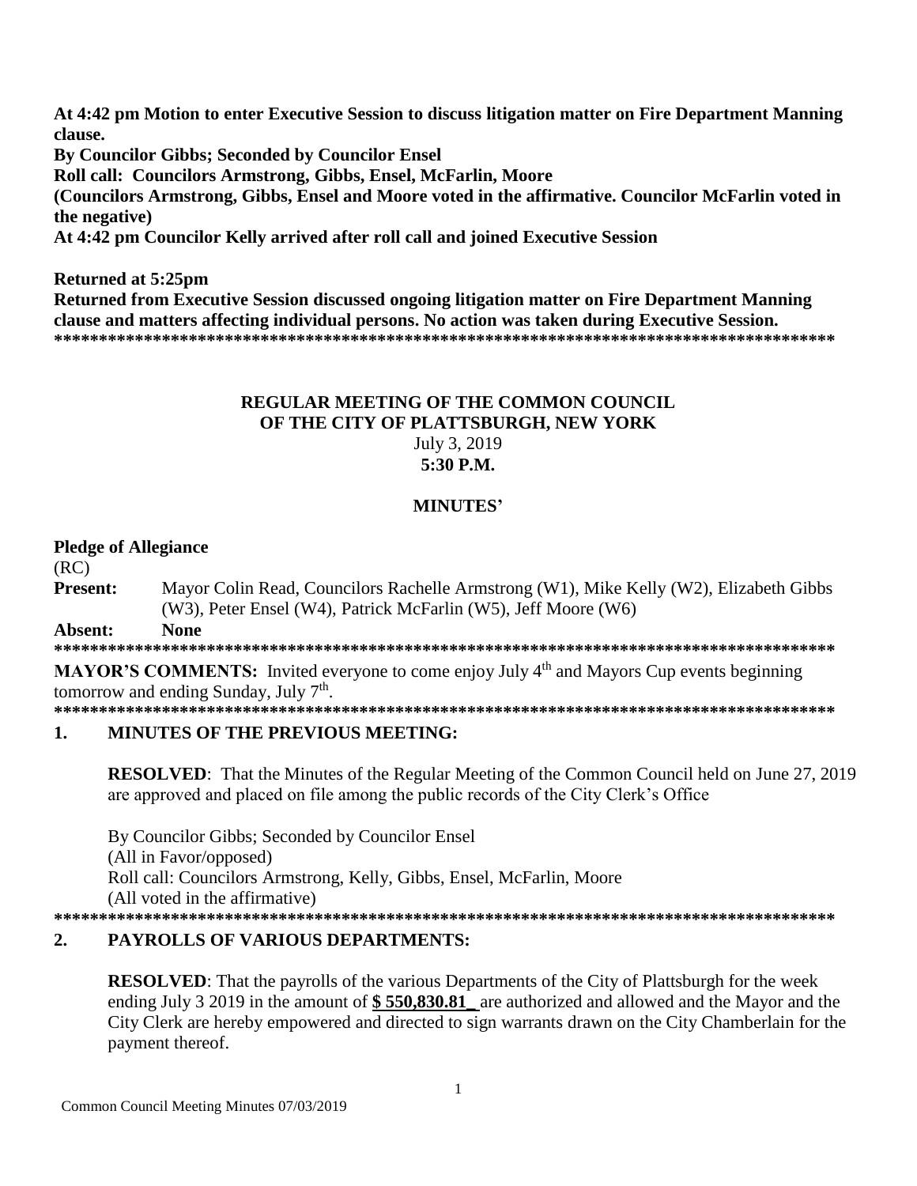**At 4:42 pm Motion to enter Executive Session to discuss litigation matter on Fire Department Manning clause.**
**By Councilor Gibbs; Seconded by Councilor Ensel**
**Roll call: Councilors Armstrong, Gibbs, Ensel, McFarlin, Moore**
**(Councilors Armstrong, Gibbs, Ensel and Moore voted in the affirmative. Councilor McFarlin voted in the negative)**
**At 4:42 pm Councilor Kelly arrived after roll call and joined Executive Session**

**Returned at 5:25pm**
**Returned from Executive Session discussed ongoing litigation matter on Fire Department Manning clause and matters affecting individual persons. No action was taken during Executive Session.**
**\*\*\*\*\*\*\*\*\*\*\*\*\*\*\*\*\*\*\*\*\*\*\*\*\*\*\*\*\*\*\*\*\*\*\*\*\*\*\*\*\*\*\*\*\*\*\*\*\*\*\*\*\*\*\*\*\*\*\*\*\*\*\*\*\*\*\*\*\*\*\*\*\*\*\*\*\*\*\*\*\*\*\*\*\*\*\*\*\*\***

**REGULAR MEETING OF THE COMMON COUNCIL**
**OF THE CITY OF PLATTSBURGH, NEW YORK**
July 3, 2019
**5:30 P.M.**

**MINUTES'**

**Pledge of Allegiance**
(RC)
**Present:** Mayor Colin Read, Councilors Rachelle Armstrong (W1), Mike Kelly (W2), Elizabeth Gibbs (W3), Peter Ensel (W4), Patrick McFarlin (W5), Jeff Moore (W6)
**Absent:** **None**
**\*\*\*\*\*\*\*\*\*\*\*\*\*\*\*\*\*\*\*\*\*\*\*\*\*\*\*\*\*\*\*\*\*\*\*\*\*\*\*\*\*\*\*\*\*\*\*\*\*\*\*\*\*\*\*\*\*\*\*\*\*\*\*\*\*\*\*\*\*\*\*\*\*\*\*\*\*\*\*\*\*\*\*\*\*\*\*\*\*\***

**MAYOR'S COMMENTS:** Invited everyone to come enjoy July 4th and Mayors Cup events beginning tomorrow and ending Sunday, July 7th.
**\*\*\*\*\*\*\*\*\*\*\*\*\*\*\*\*\*\*\*\*\*\*\*\*\*\*\*\*\*\*\*\*\*\*\*\*\*\*\*\*\*\*\*\*\*\*\*\*\*\*\*\*\*\*\*\*\*\*\*\*\*\*\*\*\*\*\*\*\*\*\*\*\*\*\*\*\*\*\*\*\*\*\*\*\*\*\*\*\*\***

## 1. MINUTES OF THE PREVIOUS MEETING:

**RESOLVED**: That the Minutes of the Regular Meeting of the Common Council held on June 27, 2019 are approved and placed on file among the public records of the City Clerk's Office

By Councilor Gibbs; Seconded by Councilor Ensel
(All in Favor/opposed)
Roll call: Councilors Armstrong, Kelly, Gibbs, Ensel, McFarlin, Moore
(All voted in the affirmative)
**\*\*\*\*\*\*\*\*\*\*\*\*\*\*\*\*\*\*\*\*\*\*\*\*\*\*\*\*\*\*\*\*\*\*\*\*\*\*\*\*\*\*\*\*\*\*\*\*\*\*\*\*\*\*\*\*\*\*\*\*\*\*\*\*\*\*\*\*\*\*\*\*\*\*\*\*\*\*\*\*\*\*\*\*\*\*\*\*\*\***

## 2. PAYROLLS OF VARIOUS DEPARTMENTS:

**RESOLVED**: That the payrolls of the various Departments of the City of Plattsburgh for the week ending July 3 2019 in the amount of **$ 550,830.81_** are authorized and allowed and the Mayor and the City Clerk are hereby empowered and directed to sign warrants drawn on the City Chamberlain for the payment thereof.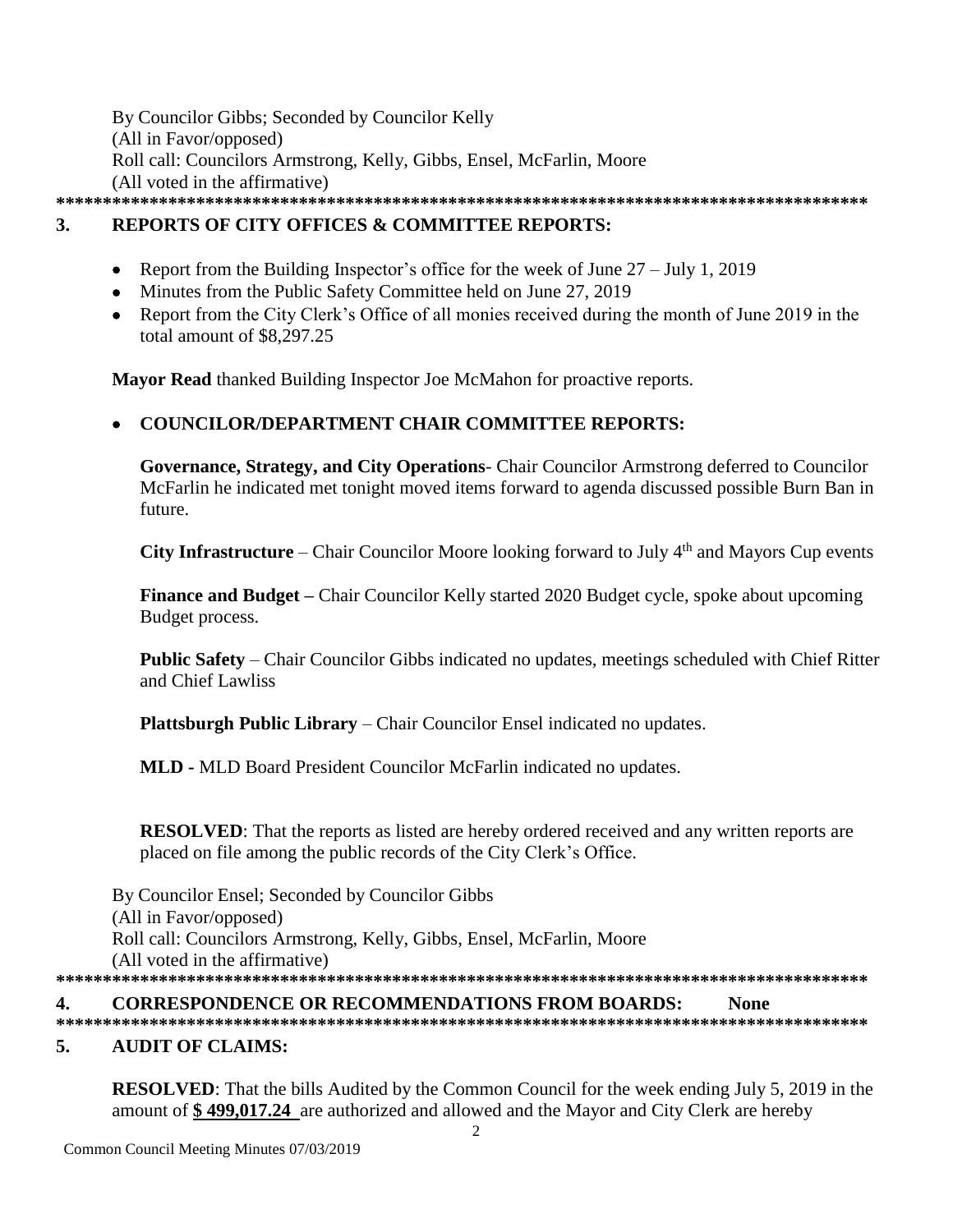By Councilor Gibbs; Seconded by Councilor Kelly
(All in Favor/opposed)
Roll call: Councilors Armstrong, Kelly, Gibbs, Ensel, McFarlin, Moore
(All voted in the affirmative)

*******************************************************************************************

## 3. REPORTS OF CITY OFFICES & COMMITTEE REPORTS:

- Report from the Building Inspector's office for the week of June 27 – July 1, 2019
- Minutes from the Public Safety Committee held on June 27, 2019
- Report from the City Clerk's Office of all monies received during the month of June 2019 in the total amount of $8,297.25

**Mayor Read** thanked Building Inspector Joe McMahon for proactive reports.

- **COUNCILOR/DEPARTMENT CHAIR COMMITTEE REPORTS:**

**Governance, Strategy, and City Operations**- Chair Councilor Armstrong deferred to Councilor McFarlin he indicated met tonight moved items forward to agenda discussed possible Burn Ban in future.

**City Infrastructure** – Chair Councilor Moore looking forward to July 4th and Mayors Cup events

**Finance and Budget –** Chair Councilor Kelly started 2020 Budget cycle, spoke about upcoming Budget process.

**Public Safety** – Chair Councilor Gibbs indicated no updates, meetings scheduled with Chief Ritter and Chief Lawliss

**Plattsburgh Public Library** – Chair Councilor Ensel indicated no updates.

**MLD -** MLD Board President Councilor McFarlin indicated no updates.

**RESOLVED**: That the reports as listed are hereby ordered received and any written reports are placed on file among the public records of the City Clerk's Office.

By Councilor Ensel; Seconded by Councilor Gibbs
(All in Favor/opposed)
Roll call: Councilors Armstrong, Kelly, Gibbs, Ensel, McFarlin, Moore
(All voted in the affirmative)

*******************************************************************************************

## 4. CORRESPONDENCE OR RECOMMENDATIONS FROM BOARDS: None

*******************************************************************************************

## 5. AUDIT OF CLAIMS:

**RESOLVED**: That the bills Audited by the Common Council for the week ending July 5, 2019 in the amount of **$ 499,017.24** are authorized and allowed and the Mayor and City Clerk are hereby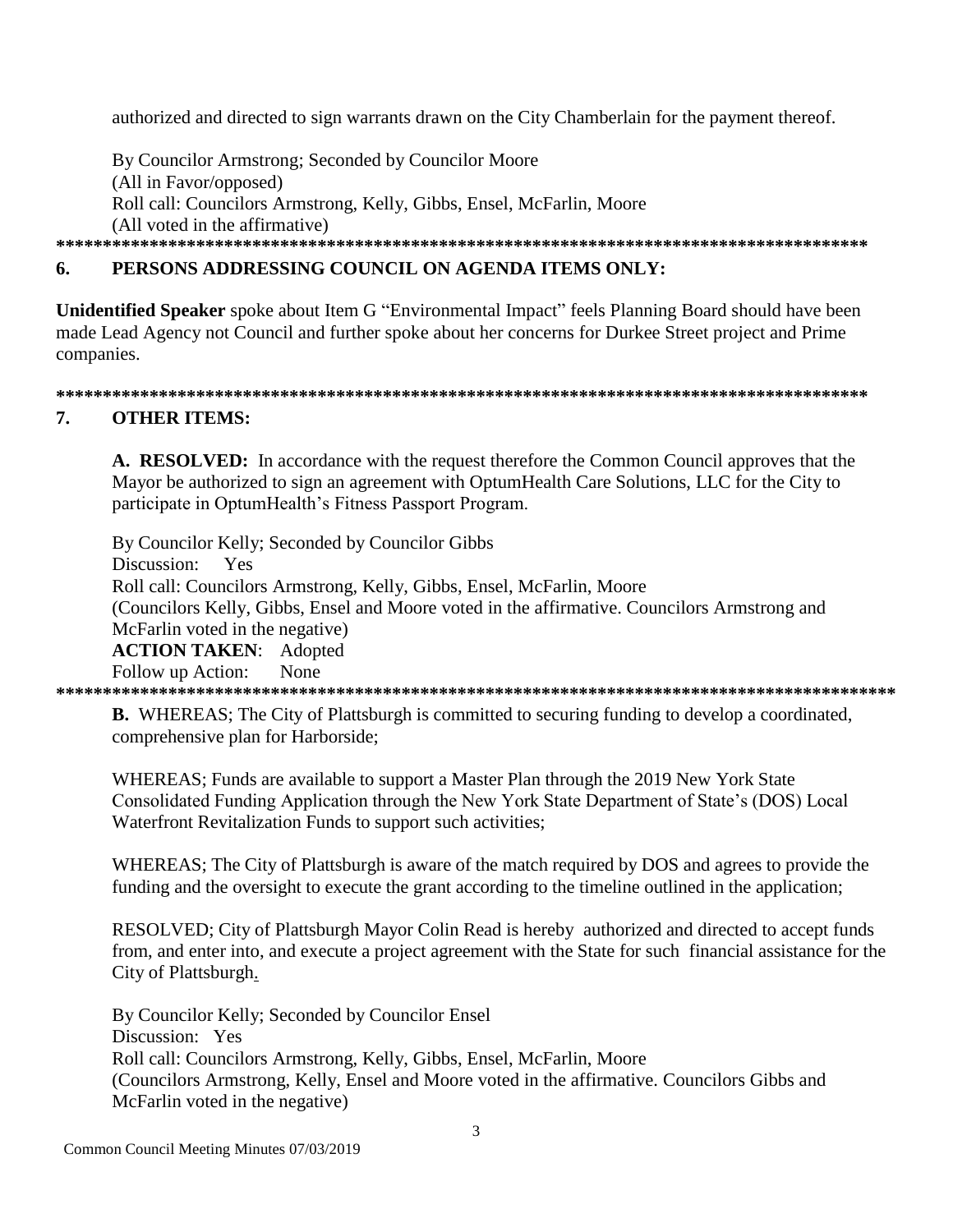authorized and directed to sign warrants drawn on the City Chamberlain for the payment thereof.

By Councilor Armstrong; Seconded by Councilor Moore
(All in Favor/opposed)
Roll call: Councilors Armstrong, Kelly, Gibbs, Ensel, McFarlin, Moore
(All voted in the affirmative)

*****************************************************************************************

## 6. PERSONS ADDRESSING COUNCIL ON AGENDA ITEMS ONLY:

**Unidentified Speaker** spoke about Item G "Environmental Impact" feels Planning Board should have been made Lead Agency not Council and further spoke about her concerns for Durkee Street project and Prime companies.

*****************************************************************************************

## 7. OTHER ITEMS:

**A. RESOLVED:** In accordance with the request therefore the Common Council approves that the Mayor be authorized to sign an agreement with OptumHealth Care Solutions, LLC for the City to participate in OptumHealth's Fitness Passport Program.

By Councilor Kelly; Seconded by Councilor Gibbs
Discussion: Yes
Roll call: Councilors Armstrong, Kelly, Gibbs, Ensel, McFarlin, Moore
(Councilors Kelly, Gibbs, Ensel and Moore voted in the affirmative. Councilors Armstrong and McFarlin voted in the negative)
**ACTION TAKEN**: Adopted
Follow up Action: None

*****************************************************************************************

**B.** WHEREAS; The City of Plattsburgh is committed to securing funding to develop a coordinated, comprehensive plan for Harborside;

WHEREAS; Funds are available to support a Master Plan through the 2019 New York State Consolidated Funding Application through the New York State Department of State's (DOS) Local Waterfront Revitalization Funds to support such activities;

WHEREAS; The City of Plattsburgh is aware of the match required by DOS and agrees to provide the funding and the oversight to execute the grant according to the timeline outlined in the application;

RESOLVED; City of Plattsburgh Mayor Colin Read is hereby authorized and directed to accept funds from, and enter into, and execute a project agreement with the State for such financial assistance for the City of Plattsburgh.

By Councilor Kelly; Seconded by Councilor Ensel
Discussion: Yes
Roll call: Councilors Armstrong, Kelly, Gibbs, Ensel, McFarlin, Moore
(Councilors Armstrong, Kelly, Ensel and Moore voted in the affirmative. Councilors Gibbs and McFarlin voted in the negative)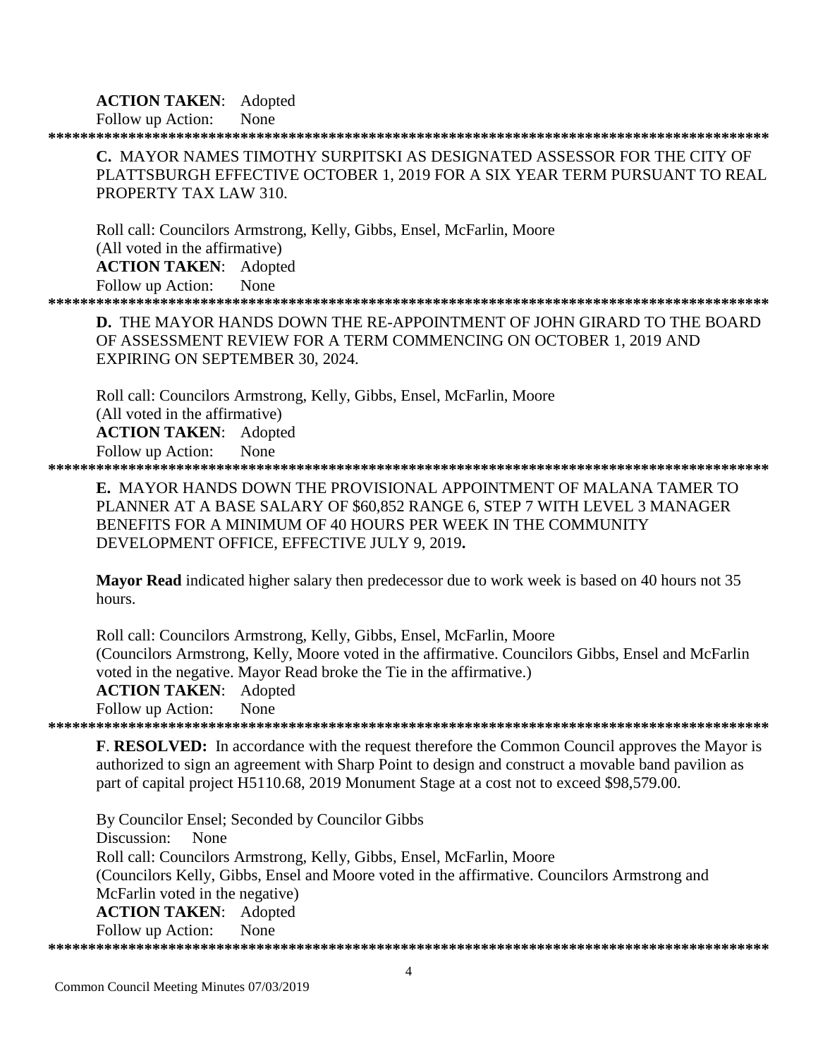**ACTION TAKEN**: Adopted
Follow up Action: None

*******************************************************************************************

**C.** MAYOR NAMES TIMOTHY SURPITSKI AS DESIGNATED ASSESSOR FOR THE CITY OF PLATTSBURGH EFFECTIVE OCTOBER 1, 2019 FOR A SIX YEAR TERM PURSUANT TO REAL PROPERTY TAX LAW 310.

Roll call: Councilors Armstrong, Kelly, Gibbs, Ensel, McFarlin, Moore
(All voted in the affirmative)
**ACTION TAKEN**: Adopted
Follow up Action: None

*******************************************************************************************

**D.** THE MAYOR HANDS DOWN THE RE-APPOINTMENT OF JOHN GIRARD TO THE BOARD OF ASSESSMENT REVIEW FOR A TERM COMMENCING ON OCTOBER 1, 2019 AND EXPIRING ON SEPTEMBER 30, 2024.

Roll call: Councilors Armstrong, Kelly, Gibbs, Ensel, McFarlin, Moore
(All voted in the affirmative)
**ACTION TAKEN**: Adopted
Follow up Action: None

*******************************************************************************************

**E.** MAYOR HANDS DOWN THE PROVISIONAL APPOINTMENT OF MALANA TAMER TO PLANNER AT A BASE SALARY OF $60,852 RANGE 6, STEP 7 WITH LEVEL 3 MANAGER BENEFITS FOR A MINIMUM OF 40 HOURS PER WEEK IN THE COMMUNITY DEVELOPMENT OFFICE, EFFECTIVE JULY 9, 2019**.**

**Mayor Read** indicated higher salary then predecessor due to work week is based on 40 hours not 35 hours.

Roll call: Councilors Armstrong, Kelly, Gibbs, Ensel, McFarlin, Moore
(Councilors Armstrong, Kelly, Moore voted in the affirmative. Councilors Gibbs, Ensel and McFarlin voted in the negative. Mayor Read broke the Tie in the affirmative.)
**ACTION TAKEN**: Adopted
Follow up Action: None

*******************************************************************************************

**F**. **RESOLVED:** In accordance with the request therefore the Common Council approves the Mayor is authorized to sign an agreement with Sharp Point to design and construct a movable band pavilion as part of capital project H5110.68, 2019 Monument Stage at a cost not to exceed $98,579.00.

By Councilor Ensel; Seconded by Councilor Gibbs
Discussion: None
Roll call: Councilors Armstrong, Kelly, Gibbs, Ensel, McFarlin, Moore
(Councilors Kelly, Gibbs, Ensel and Moore voted in the affirmative. Councilors Armstrong and McFarlin voted in the negative)
**ACTION TAKEN**: Adopted
Follow up Action: None

*******************************************************************************************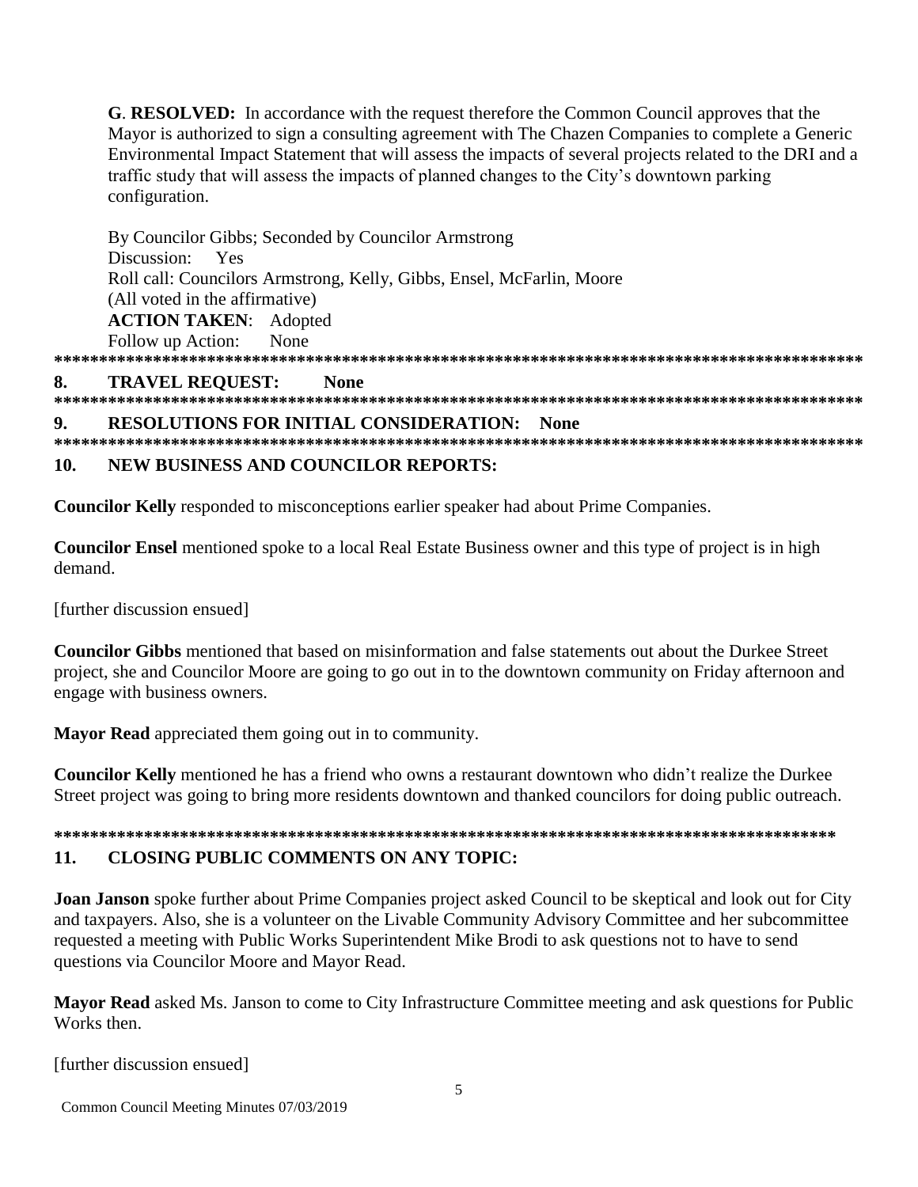**G. RESOLVED:** In accordance with the request therefore the Common Council approves that the Mayor is authorized to sign a consulting agreement with The Chazen Companies to complete a Generic Environmental Impact Statement that will assess the impacts of several projects related to the DRI and a traffic study that will assess the impacts of planned changes to the City's downtown parking configuration.

By Councilor Gibbs; Seconded by Councilor Armstrong
Discussion: Yes
Roll call: Councilors Armstrong, Kelly, Gibbs, Ensel, McFarlin, Moore
(All voted in the affirmative)
**ACTION TAKEN**: Adopted
Follow up Action: None

**************************************************************************************************

## 8. TRAVEL REQUEST: None

**************************************************************************************************

## 9. RESOLUTIONS FOR INITIAL CONSIDERATION: None

**************************************************************************************************

## 10. NEW BUSINESS AND COUNCILOR REPORTS:

**Councilor Kelly** responded to misconceptions earlier speaker had about Prime Companies.

**Councilor Ensel** mentioned spoke to a local Real Estate Business owner and this type of project is in high demand.

[further discussion ensued]

**Councilor Gibbs** mentioned that based on misinformation and false statements out about the Durkee Street project, she and Councilor Moore are going to go out in to the downtown community on Friday afternoon and engage with business owners.

**Mayor Read** appreciated them going out in to community.

**Councilor Kelly** mentioned he has a friend who owns a restaurant downtown who didn't realize the Durkee Street project was going to bring more residents downtown and thanked councilors for doing public outreach.

**************************************************************************************************

## 11. CLOSING PUBLIC COMMENTS ON ANY TOPIC:

**Joan Janson** spoke further about Prime Companies project asked Council to be skeptical and look out for City and taxpayers. Also, she is a volunteer on the Livable Community Advisory Committee and her subcommittee requested a meeting with Public Works Superintendent Mike Brodi to ask questions not to have to send questions via Councilor Moore and Mayor Read.

**Mayor Read** asked Ms. Janson to come to City Infrastructure Committee meeting and ask questions for Public Works then.

[further discussion ensued]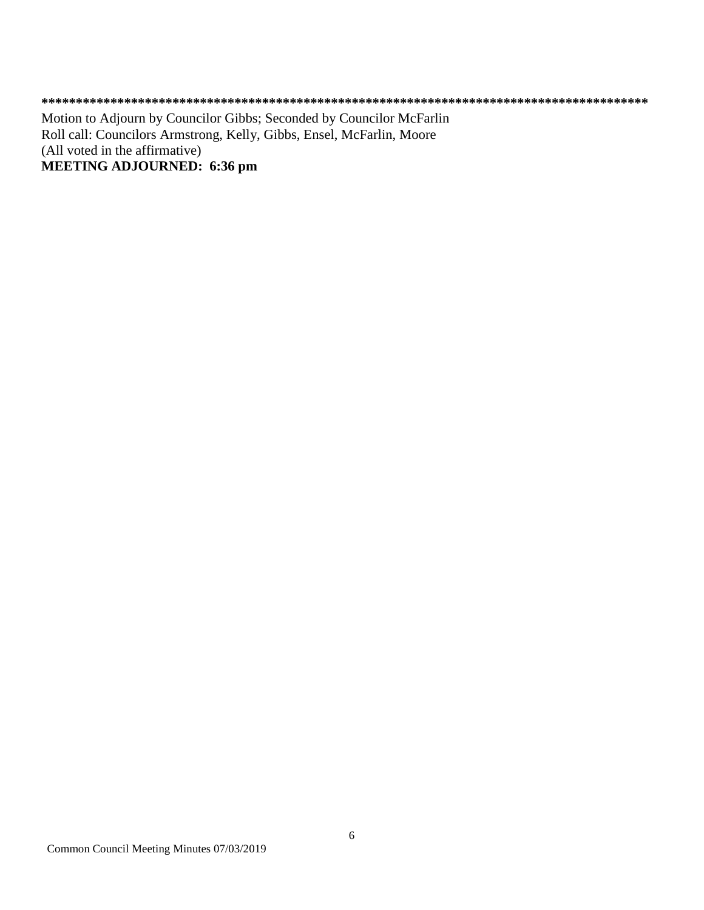*********************************************************************************************

Motion to Adjourn by Councilor Gibbs; Seconded by Councilor McFarlin
Roll call: Councilors Armstrong, Kelly, Gibbs, Ensel, McFarlin, Moore
(All voted in the affirmative)

**MEETING ADJOURNED: 6:36 pm**